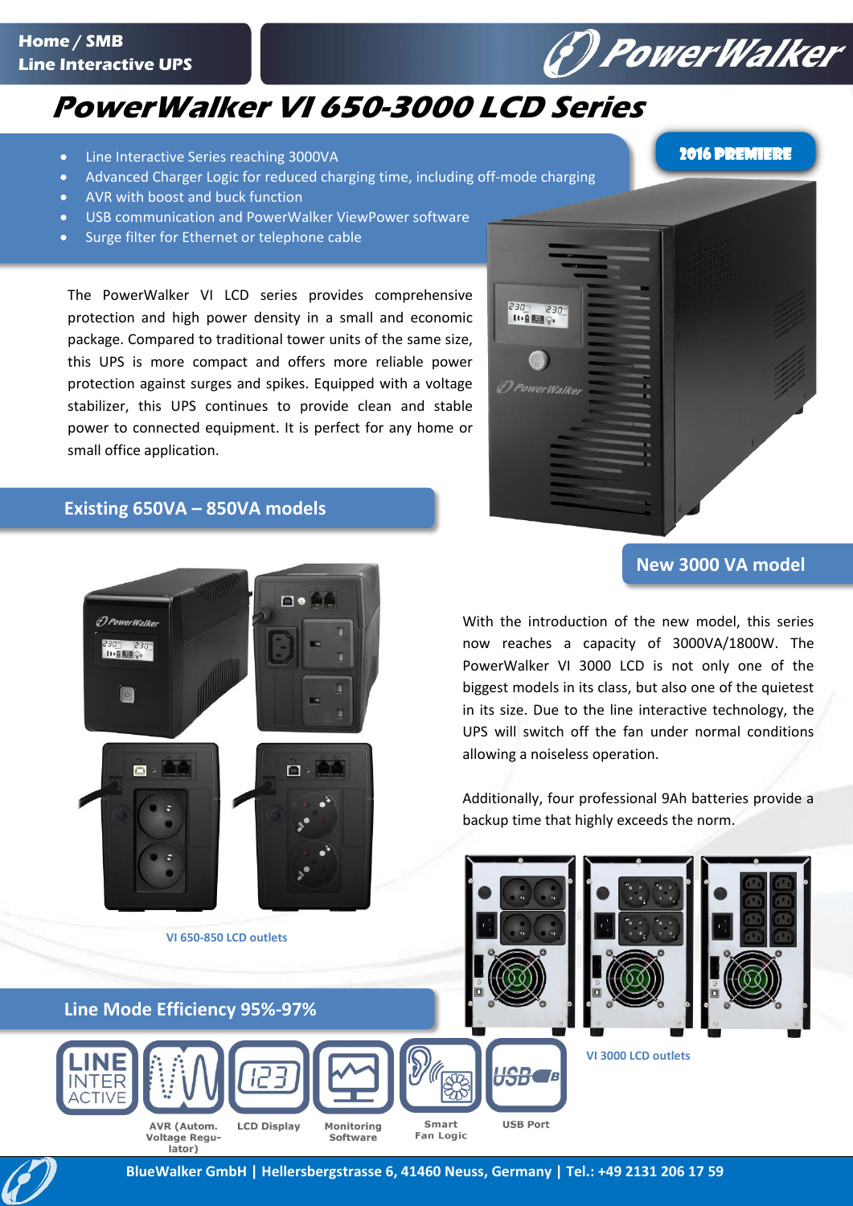Home / SMB
Line Interactive UPS

# PowerWalker VI 650-3000 LCD Series

2016 PREMIERE

- Line Interactive Series reaching 3000VA
- Advanced Charger Logic for reduced charging time, including off-mode charging
- AVR with boost and buck function
- USB communication and PowerWalker ViewPower software
- Surge filter for Ethernet or telephone cable

The PowerWalker VI LCD series provides comprehensive protection and high power density in a small and economic package. Compared to traditional tower units of the same size, this UPS is more compact and offers more reliable power protection against surges and spikes. Equipped with a voltage stabilizer, this UPS continues to provide clean and stable power to connected equipment. It is perfect for any home or small office application.

## Existing 650VA – 850VA models

VI 650-850 LCD outlets

## New 3000 VA model

With the introduction of the new model, this series now reaches a capacity of 3000VA/1800W. The PowerWalker VI 3000 LCD is not only one of the biggest models in its class, but also one of the quietest in its size. Due to the line interactive technology, the UPS will switch off the fan under normal conditions allowing a noiseless operation.

Additionally, four professional 9Ah batteries provide a backup time that highly exceeds the norm.

VI 3000 LCD outlets

## Line Mode Efficiency 95%-97%

- LINE INTERACTIVE
- AVR (Autom. Voltage Regulator)
- LCD Display
- Monitoring Software
- Smart Fan Logic
- USB Port

BlueWalker GmbH | Hellersbergstrasse 6, 41460 Neuss, Germany | Tel.: +49 2131 206 17 59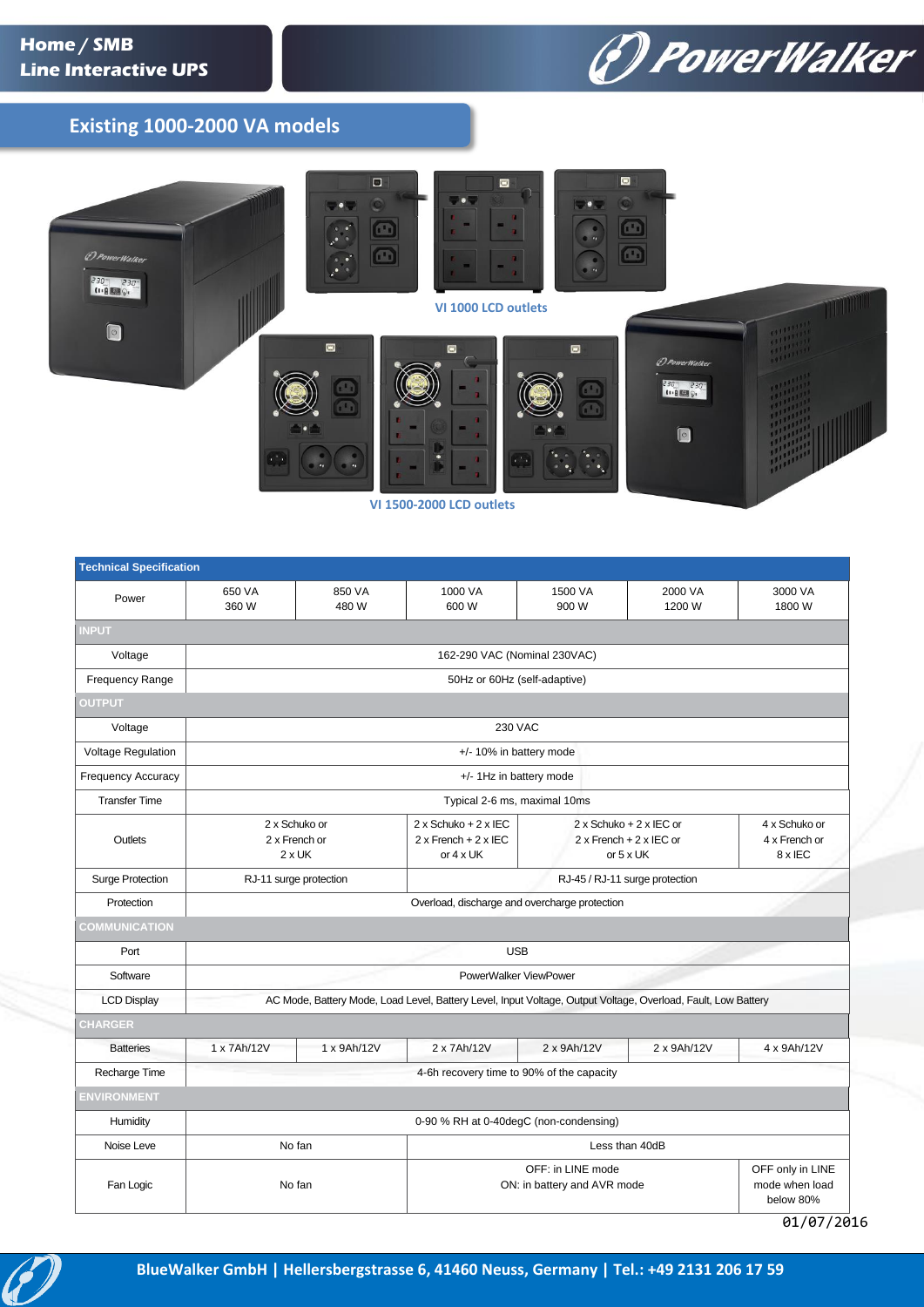## Home / SMB Line Interactive UPS

## Existing 1000-2000 VA models

VI 1000 LCD outlets

VI 1500-2000 LCD outlets

| Technical Specification | | | | | | |
|---|---|---|---|---|---|---|
| Power | 650 VA 360 W | 850 VA 480 W | 1000 VA 600 W | 1500 VA 900 W | 2000 VA 1200 W | 3000 VA 1800 W |
| **INPUT** | | | | | | |
| Voltage | 162-290 VAC (Nominal 230VAC) | | | | | |
| Frequency Range | 50Hz or 60Hz (self-adaptive) | | | | | |
| **OUTPUT** | | | | | | |
| Voltage | 230 VAC | | | | | |
| Voltage Regulation | +/- 10% in battery mode | | | | | |
| Frequency Accuracy | +/- 1Hz in battery mode | | | | | |
| Transfer Time | Typical 2-6 ms, maximal 10ms | | | | | |
| Outlets | 2 x Schuko or 2 x French or 2 x UK | | 2 x Schuko + 2 x IEC 2 x French + 2 x IEC or 4 x UK | 2 x Schuko + 2 x IEC or 2 x French + 2 x IEC or or 5 x UK | | 4 x Schuko or 4 x French or 8 x IEC |
| Surge Protection | RJ-11 surge protection | | RJ-45 / RJ-11 surge protection | | | |
| Protection | Overload, discharge and overcharge protection | | | | | |
| **COMMUNICATION** | | | | | | |
| Port | USB | | | | | |
| Software | PowerWalker ViewPower | | | | | |
| LCD Display | AC Mode, Battery Mode, Load Level, Battery Level, Input Voltage, Output Voltage, Overload, Fault, Low Battery | | | | | |
| **CHARGER** | | | | | | |
| Batteries | 1 x 7Ah/12V | 1 x 9Ah/12V | 2 x 7Ah/12V | 2 x 9Ah/12V | 2 x 9Ah/12V | 4 x 9Ah/12V |
| Recharge Time | 4-6h recovery time to 90% of the capacity | | | | | |
| **ENVIRONMENT** | | | | | | |
| Humidity | 0-90 % RH at 0-40degC (non-condensing) | | | | | |
| Noise Leve | No fan | | Less than 40dB | | | |
| Fan Logic | No fan | | OFF: in LINE mode ON: in battery and AVR mode | | | OFF only in LINE mode when load below 80% |

01/07/2016

BlueWalker GmbH | Hellersbergstrasse 6, 41460 Neuss, Germany | Tel.: +49 2131 206 17 59